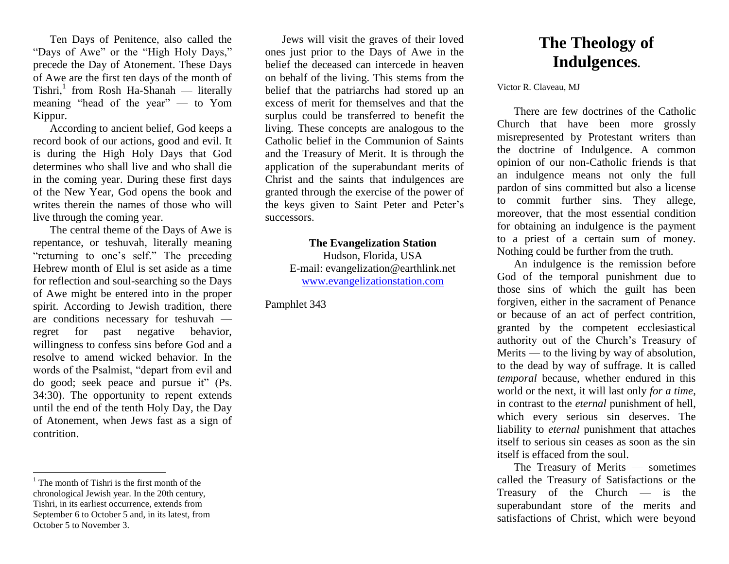Ten Days of Penitence, also called the "Days of Awe" or the "High Holy Days," precede the Day of Atonement. These Days of Awe are the first ten days of the month of Tishri,[1] from Rosh Ha-Shanah — literally meaning "head of the year" — to Yom Kippur.

According to ancient belief, God keeps a record book of our actions, good and evil. It is during the High Holy Days that God determines who shall live and who shall die in the coming year. During these first days of the New Year, God opens the book and writes therein the names of those who will live through the coming year.

The central theme of the Days of Awe is repentance, or teshuvah, literally meaning "returning to one's self." The preceding Hebrew month of Elul is set aside as a time for reflection and soul-searching so the Days of Awe might be entered into in the proper spirit. According to Jewish tradition, there are conditions necessary for teshuvah — regret for past negative behavior, willingness to confess sins before God and a resolve to amend wicked behavior. In the words of the Psalmist, "depart from evil and do good; seek peace and pursue it" (Ps. 34:30). The opportunity to repent extends until the end of the tenth Holy Day, the Day of Atonement, when Jews fast as a sign of contrition.

[1] The month of Tishri is the first month of the chronological Jewish year. In the 20th century, Tishri, in its earliest occurrence, extends from September 6 to October 5 and, in its latest, from October 5 to November 3.

Jews will visit the graves of their loved ones just prior to the Days of Awe in the belief the deceased can intercede in heaven on behalf of the living. This stems from the belief that the patriarchs had stored up an excess of merit for themselves and that the surplus could be transferred to benefit the living. These concepts are analogous to the Catholic belief in the Communion of Saints and the Treasury of Merit. It is through the application of the superabundant merits of Christ and the saints that indulgences are granted through the exercise of the power of the keys given to Saint Peter and Peter's successors.

**The Evangelization Station**
Hudson, Florida, USA
E-mail: evangelization@earthlink.net
www.evangelizationstation.com

Pamphlet 343

# The Theology of Indulgences.

Victor R. Claveau, MJ

There are few doctrines of the Catholic Church that have been more grossly misrepresented by Protestant writers than the doctrine of Indulgence. A common opinion of our non-Catholic friends is that an indulgence means not only the full pardon of sins committed but also a license to commit further sins. They allege, moreover, that the most essential condition for obtaining an indulgence is the payment to a priest of a certain sum of money. Nothing could be further from the truth.

An indulgence is the remission before God of the temporal punishment due to those sins of which the guilt has been forgiven, either in the sacrament of Penance or because of an act of perfect contrition, granted by the competent ecclesiastical authority out of the Church's Treasury of Merits — to the living by way of absolution, to the dead by way of suffrage. It is called *temporal* because, whether endured in this world or the next, it will last only *for a time*, in contrast to the *eternal* punishment of hell, which every serious sin deserves. The liability to *eternal* punishment that attaches itself to serious sin ceases as soon as the sin itself is effaced from the soul.

The Treasury of Merits — sometimes called the Treasury of Satisfactions or the Treasury of the Church — is the superabundant store of the merits and satisfactions of Christ, which were beyond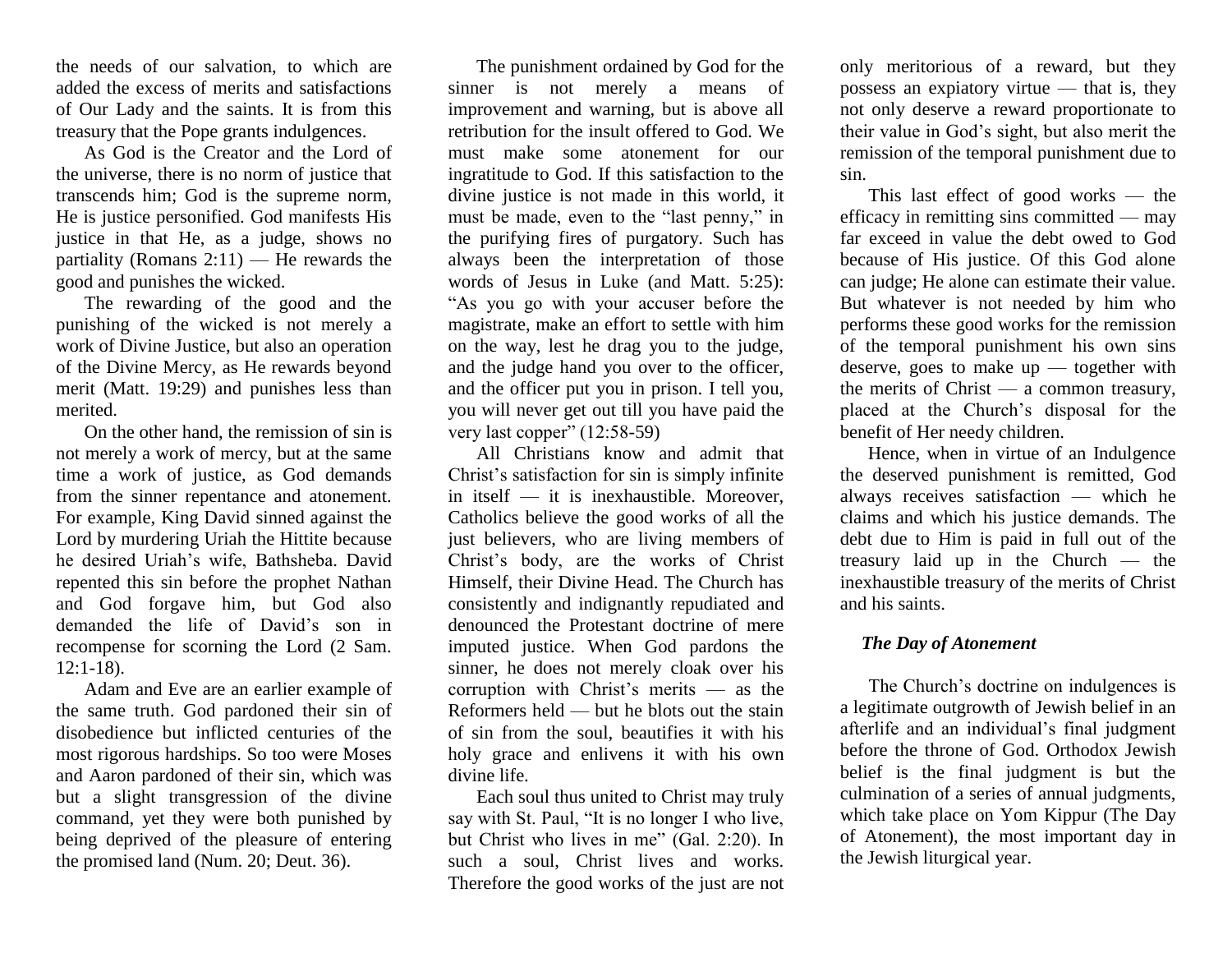the needs of our salvation, to which are added the excess of merits and satisfactions of Our Lady and the saints. It is from this treasury that the Pope grants indulgences.

As God is the Creator and the Lord of the universe, there is no norm of justice that transcends him; God is the supreme norm, He is justice personified. God manifests His justice in that He, as a judge, shows no partiality (Romans 2:11) — He rewards the good and punishes the wicked.

The rewarding of the good and the punishing of the wicked is not merely a work of Divine Justice, but also an operation of the Divine Mercy, as He rewards beyond merit (Matt. 19:29) and punishes less than merited.

On the other hand, the remission of sin is not merely a work of mercy, but at the same time a work of justice, as God demands from the sinner repentance and atonement. For example, King David sinned against the Lord by murdering Uriah the Hittite because he desired Uriah's wife, Bathsheba. David repented this sin before the prophet Nathan and God forgave him, but God also demanded the life of David's son in recompense for scorning the Lord (2 Sam. 12:1-18).

Adam and Eve are an earlier example of the same truth. God pardoned their sin of disobedience but inflicted centuries of the most rigorous hardships. So too were Moses and Aaron pardoned of their sin, which was but a slight transgression of the divine command, yet they were both punished by being deprived of the pleasure of entering the promised land (Num. 20; Deut. 36).

The punishment ordained by God for the sinner is not merely a means of improvement and warning, but is above all retribution for the insult offered to God. We must make some atonement for our ingratitude to God. If this satisfaction to the divine justice is not made in this world, it must be made, even to the "last penny," in the purifying fires of purgatory. Such has always been the interpretation of those words of Jesus in Luke (and Matt. 5:25): "As you go with your accuser before the magistrate, make an effort to settle with him on the way, lest he drag you to the judge, and the judge hand you over to the officer, and the officer put you in prison. I tell you, you will never get out till you have paid the very last copper" (12:58-59)

All Christians know and admit that Christ's satisfaction for sin is simply infinite in itself — it is inexhaustible. Moreover, Catholics believe the good works of all the just believers, who are living members of Christ's body, are the works of Christ Himself, their Divine Head. The Church has consistently and indignantly repudiated and denounced the Protestant doctrine of mere imputed justice. When God pardons the sinner, he does not merely cloak over his corruption with Christ's merits — as the Reformers held — but he blots out the stain of sin from the soul, beautifies it with his holy grace and enlivens it with his own divine life.

Each soul thus united to Christ may truly say with St. Paul, "It is no longer I who live, but Christ who lives in me" (Gal. 2:20). In such a soul, Christ lives and works. Therefore the good works of the just are not only meritorious of a reward, but they possess an expiatory virtue — that is, they not only deserve a reward proportionate to their value in God's sight, but also merit the remission of the temporal punishment due to sin.

This last effect of good works — the efficacy in remitting sins committed — may far exceed in value the debt owed to God because of His justice. Of this God alone can judge; He alone can estimate their value. But whatever is not needed by him who performs these good works for the remission of the temporal punishment his own sins deserve, goes to make up — together with the merits of Christ — a common treasury, placed at the Church's disposal for the benefit of Her needy children.

Hence, when in virtue of an Indulgence the deserved punishment is remitted, God always receives satisfaction — which he claims and which his justice demands. The debt due to Him is paid in full out of the treasury laid up in the Church — the inexhaustible treasury of the merits of Christ and his saints.

### *The Day of Atonement*

The Church's doctrine on indulgences is a legitimate outgrowth of Jewish belief in an afterlife and an individual's final judgment before the throne of God. Orthodox Jewish belief is the final judgment is but the culmination of a series of annual judgments, which take place on Yom Kippur (The Day of Atonement), the most important day in the Jewish liturgical year.